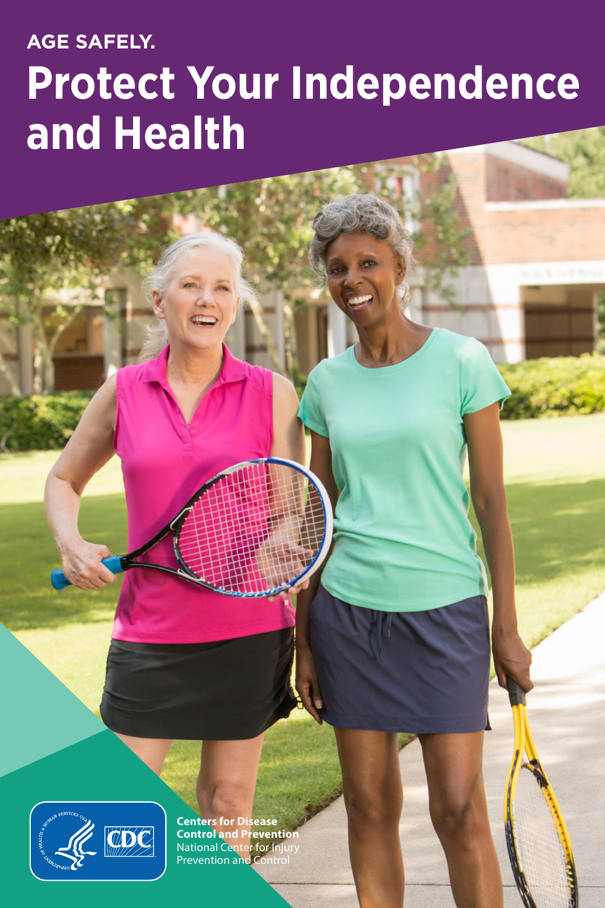AGE SAFELY.

# Protect Your Independence and Health

**Centers for Disease Control and Prevention**
National Center for Injury Prevention and Control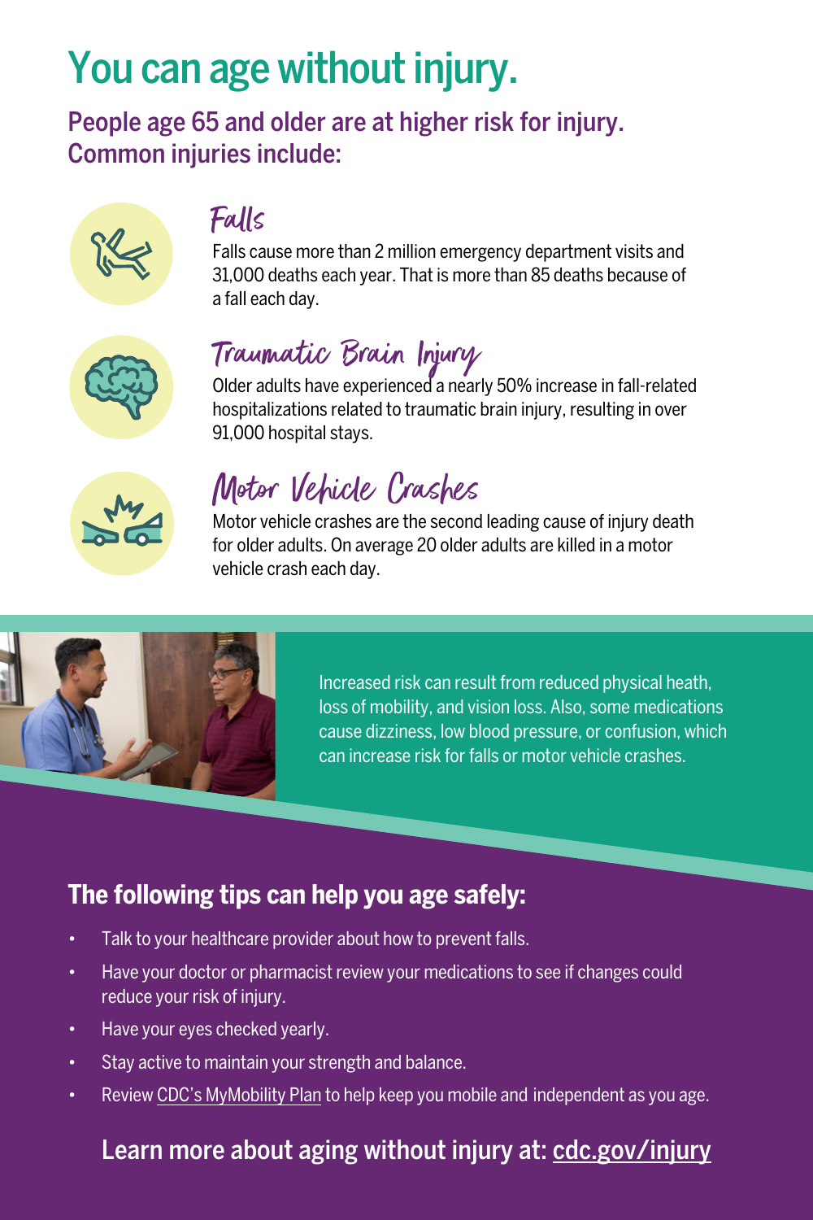# You can age without injury.

## People age 65 and older are at higher risk for injury. Common injuries include:

### Falls

Falls cause more than 2 million emergency department visits and 31,000 deaths each year. That is more than 85 deaths because of a fall each day.

### Traumatic Brain Injury

Older adults have experienced a nearly 50% increase in fall-related hospitalizations related to traumatic brain injury, resulting in over 91,000 hospital stays.

### Motor Vehicle Crashes

Motor vehicle crashes are the second leading cause of injury death for older adults. On average 20 older adults are killed in a motor vehicle crash each day.

Increased risk can result from reduced physical heath, loss of mobility, and vision loss. Also, some medications cause dizziness, low blood pressure, or confusion, which can increase risk for falls or motor vehicle crashes.

## The following tips can help you age safely:

- Talk to your healthcare provider about how to prevent falls.
- Have your doctor or pharmacist review your medications to see if changes could reduce your risk of injury.
- Have your eyes checked yearly.
- Stay active to maintain your strength and balance.
- Review CDC's MyMobility Plan to help keep you mobile and independent as you age.

## Learn more about aging without injury at: cdc.gov/injury